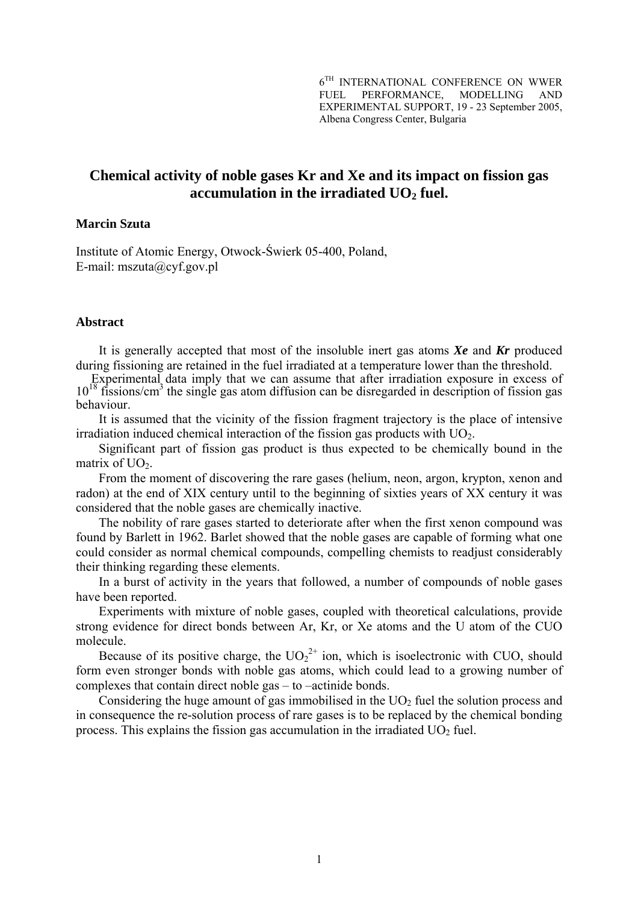6[TH] INTERNATIONAL CONFERENCE ON WWER FUEL PERFORMANCE, MODELLING AND EXPERIMENTAL SUPPORT, 19 - 23 September 2005, Albena Congress Center, Bulgaria

# Chemical activity of noble gases Kr and Xe and its impact on fission gas accumulation in the irradiated $UO_2$ fuel.

**Marcin Szuta**

Institute of Atomic Energy, Otwock-Świerk 05-400, Poland,
E-mail: mszuta@cyf.gov.pl

## Abstract

It is generally accepted that most of the insoluble inert gas atoms ***Xe*** and ***Kr*** produced during fissioning are retained in the fuel irradiated at a temperature lower than the threshold.

Experimental data imply that we can assume that after irradiation exposure in excess of $10^{18}$ fissions/cm$^3$ the single gas atom diffusion can be disregarded in description of fission gas behaviour.

It is assumed that the vicinity of the fission fragment trajectory is the place of intensive irradiation induced chemical interaction of the fission gas products with $UO_2$.

Significant part of fission gas product is thus expected to be chemically bound in the matrix of $UO_2$.

From the moment of discovering the rare gases (helium, neon, argon, krypton, xenon and radon) at the end of XIX century until to the beginning of sixties years of XX century it was considered that the noble gases are chemically inactive.

The nobility of rare gases started to deteriorate after when the first xenon compound was found by Barlett in 1962. Barlet showed that the noble gases are capable of forming what one could consider as normal chemical compounds, compelling chemists to readjust considerably their thinking regarding these elements.

In a burst of activity in the years that followed, a number of compounds of noble gases have been reported.

Experiments with mixture of noble gases, coupled with theoretical calculations, provide strong evidence for direct bonds between Ar, Kr, or Xe atoms and the U atom of the CUO molecule.

Because of its positive charge, the $UO_2^{2+}$ ion, which is isoelectronic with CUO, should form even stronger bonds with noble gas atoms, which could lead to a growing number of complexes that contain direct noble gas – to –actinide bonds.

Considering the huge amount of gas immobilised in the $UO_2$ fuel the solution process and in consequence the re-solution process of rare gases is to be replaced by the chemical bonding process. This explains the fission gas accumulation in the irradiated $UO_2$ fuel.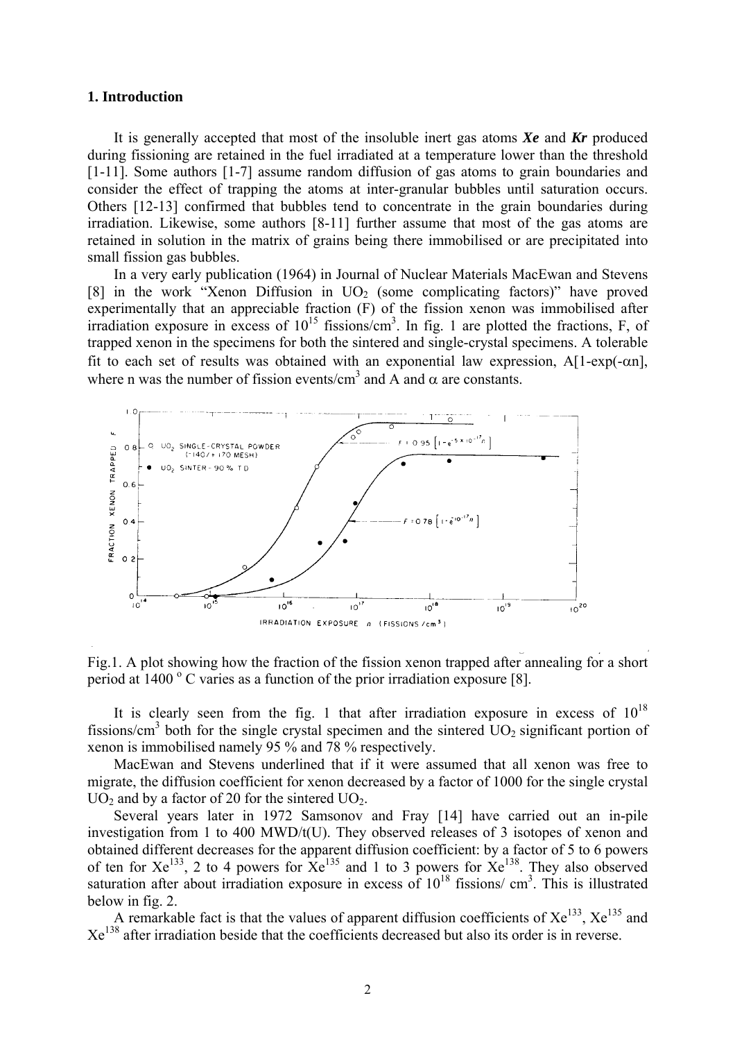## 1. Introduction

It is generally accepted that most of the insoluble inert gas atoms ***Xe*** and ***Kr*** produced during fissioning are retained in the fuel irradiated at a temperature lower than the threshold [1-11]. Some authors [1-7] assume random diffusion of gas atoms to grain boundaries and consider the effect of trapping the atoms at inter-granular bubbles until saturation occurs. Others [12-13] confirmed that bubbles tend to concentrate in the grain boundaries during irradiation. Likewise, some authors [8-11] further assume that most of the gas atoms are retained in solution in the matrix of grains being there immobilised or are precipitated into small fission gas bubbles.

In a very early publication (1964) in Journal of Nuclear Materials MacEwan and Stevens [8] in the work "Xenon Diffusion in $UO_2$ (some complicating factors)" have proved experimentally that an appreciable fraction (F) of the fission xenon was immobilised after irradiation exposure in excess of $10^{15}$ fissions/cm$^3$. In fig. 1 are plotted the fractions, F, of trapped xenon in the specimens for both the sintered and single-crystal specimens. A tolerable fit to each set of results was obtained with an exponential law expression, $A[1-\exp(-\alpha n]$, where n was the number of fission events/cm$^3$ and A and $\alpha$ are constants.

Fig.1. A plot showing how the fraction of the fission xenon trapped after annealing for a short period at 1400 $^o$ C varies as a function of the prior irradiation exposure [8].

It is clearly seen from the fig. 1 that after irradiation exposure in excess of $10^{18}$ fissions/cm$^3$ both for the single crystal specimen and the sintered $UO_2$ significant portion of xenon is immobilised namely 95 % and 78 % respectively.

MacEwan and Stevens underlined that if it were assumed that all xenon was free to migrate, the diffusion coefficient for xenon decreased by a factor of 1000 for the single crystal $UO_2$ and by a factor of 20 for the sintered $UO_2$.

Several years later in 1972 Samsonov and Fray [14] have carried out an in-pile investigation from 1 to 400 MWD/t(U). They observed releases of 3 isotopes of xenon and obtained different decreases for the apparent diffusion coefficient: by a factor of 5 to 6 powers of ten for $Xe^{133}$, 2 to 4 powers for $Xe^{135}$ and 1 to 3 powers for $Xe^{138}$. They also observed saturation after about irradiation exposure in excess of $10^{18}$ fissions/ cm$^3$. This is illustrated below in fig. 2.

A remarkable fact is that the values of apparent diffusion coefficients of $Xe^{133}$, $Xe^{135}$ and $Xe^{138}$ after irradiation beside that the coefficients decreased but also its order is in reverse.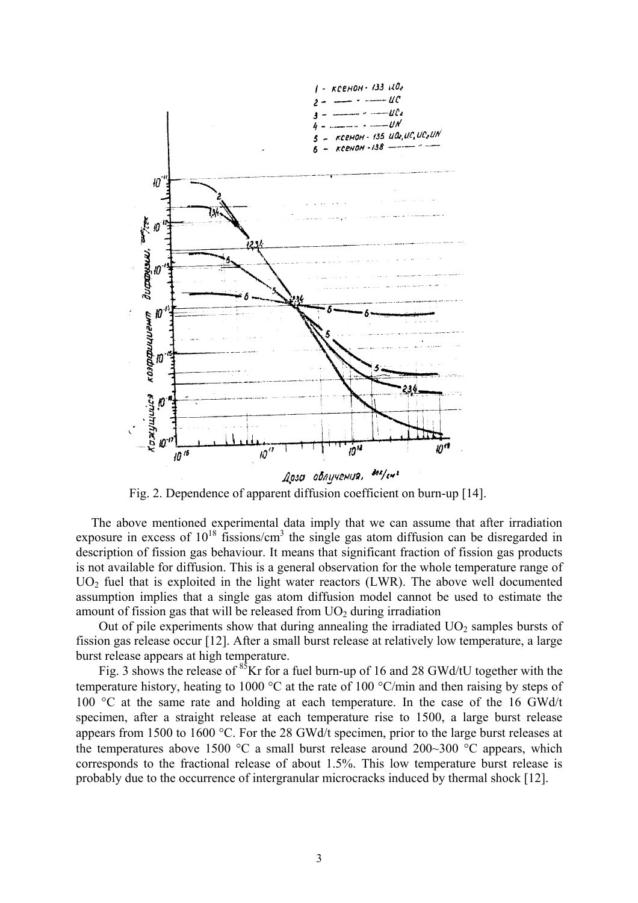Fig. 2. Dependence of apparent diffusion coefficient on burn-up [14].

The above mentioned experimental data imply that we can assume that after irradiation exposure in excess of $10^{18}$ fissions/cm$^3$ the single gas atom diffusion can be disregarded in description of fission gas behaviour. It means that significant fraction of fission gas products is not available for diffusion. This is a general observation for the whole temperature range of $UO_2$ fuel that is exploited in the light water reactors (LWR). The above well documented assumption implies that a single gas atom diffusion model cannot be used to estimate the amount of fission gas that will be released from $UO_2$ during irradiation

Out of pile experiments show that during annealing the irradiated $UO_2$ samples bursts of fission gas release occur [12]. After a small burst release at relatively low temperature, a large burst release appears at high temperature.

Fig. 3 shows the release of $^{85}$Kr for a fuel burn-up of 16 and 28 GWd/tU together with the temperature history, heating to 1000 °C at the rate of 100 °C/min and then raising by steps of 100 °C at the same rate and holding at each temperature. In the case of the 16 GWd/t specimen, after a straight release at each temperature rise to 1500, a large burst release appears from 1500 to 1600 °C. For the 28 GWd/t specimen, prior to the large burst releases at the temperatures above 1500 °C a small burst release around 200~300 °C appears, which corresponds to the fractional release of about 1.5%. This low temperature burst release is probably due to the occurrence of intergranular microcracks induced by thermal shock [12].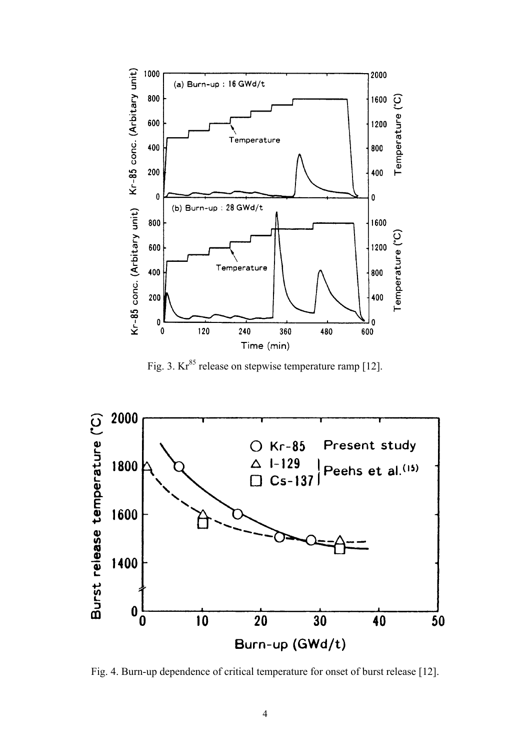Fig. 3. $Kr^{85}$ release on stepwise temperature ramp [12].

Fig. 4. Burn-up dependence of critical temperature for onset of burst release [12].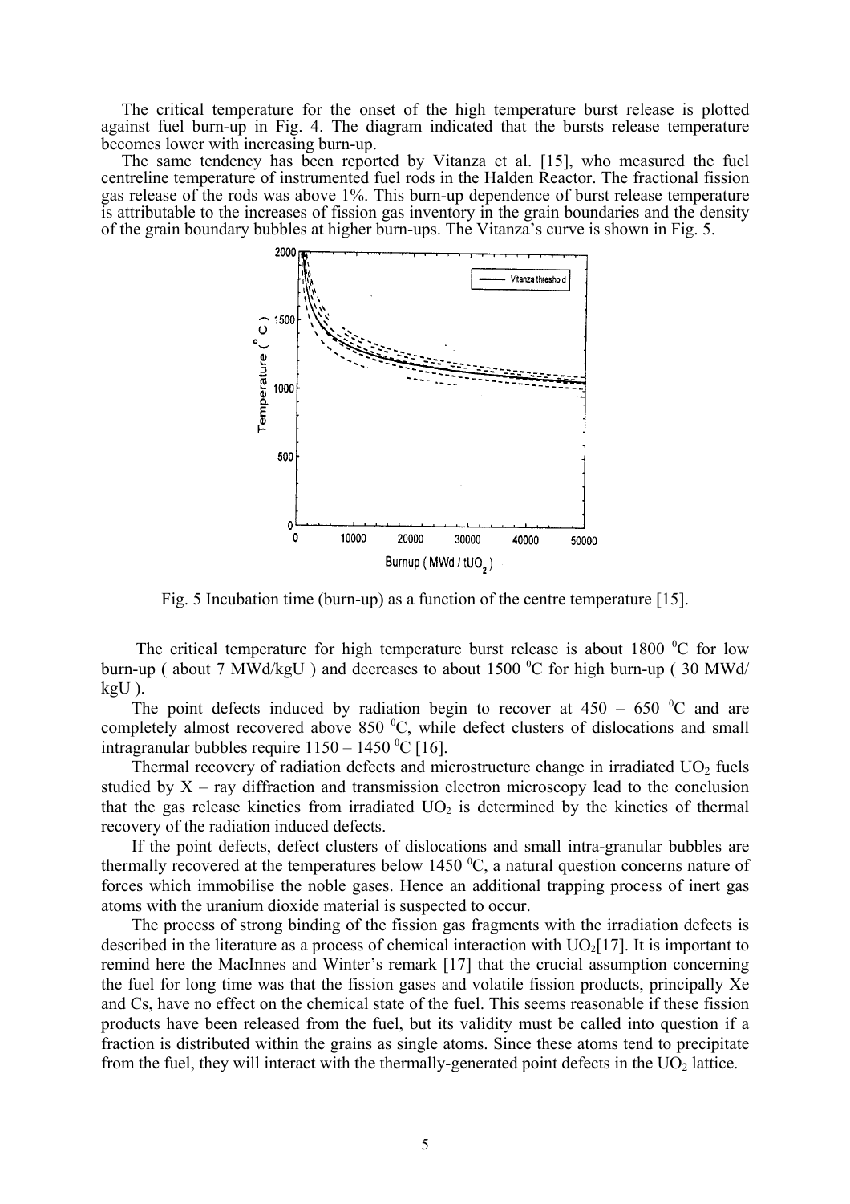The critical temperature for the onset of the high temperature burst release is plotted against fuel burn-up in Fig. 4. The diagram indicated that the bursts release temperature becomes lower with increasing burn-up.

The same tendency has been reported by Vitanza et al. [15], who measured the fuel centreline temperature of instrumented fuel rods in the Halden Reactor. The fractional fission gas release of the rods was above 1%. This burn-up dependence of burst release temperature is attributable to the increases of fission gas inventory in the grain boundaries and the density of the grain boundary bubbles at higher burn-ups. The Vitanza's curve is shown in Fig. 5.

Fig. 5 Incubation time (burn-up) as a function of the centre temperature [15].

The critical temperature for high temperature burst release is about 1800 $^0$C for low burn-up ( about 7 MWd/kgU ) and decreases to about 1500 $^0$C for high burn-up ( 30 MWd/ kgU ).

The point defects induced by radiation begin to recover at 450 – 650 $^0$C and are completely almost recovered above 850 $^0$C, while defect clusters of dislocations and small intragranular bubbles require 1150 – 1450 $^0$C [16].

Thermal recovery of radiation defects and microstructure change in irradiated $UO_2$ fuels studied by X – ray diffraction and transmission electron microscopy lead to the conclusion that the gas release kinetics from irradiated $UO_2$ is determined by the kinetics of thermal recovery of the radiation induced defects.

If the point defects, defect clusters of dislocations and small intra-granular bubbles are thermally recovered at the temperatures below 1450 $^0$C, a natural question concerns nature of forces which immobilise the noble gases. Hence an additional trapping process of inert gas atoms with the uranium dioxide material is suspected to occur.

The process of strong binding of the fission gas fragments with the irradiation defects is described in the literature as a process of chemical interaction with $UO_2$[17]. It is important to remind here the MacInnes and Winter's remark [17] that the crucial assumption concerning the fuel for long time was that the fission gases and volatile fission products, principally Xe and Cs, have no effect on the chemical state of the fuel. This seems reasonable if these fission products have been released from the fuel, but its validity must be called into question if a fraction is distributed within the grains as single atoms. Since these atoms tend to precipitate from the fuel, they will interact with the thermally-generated point defects in the $UO_2$ lattice.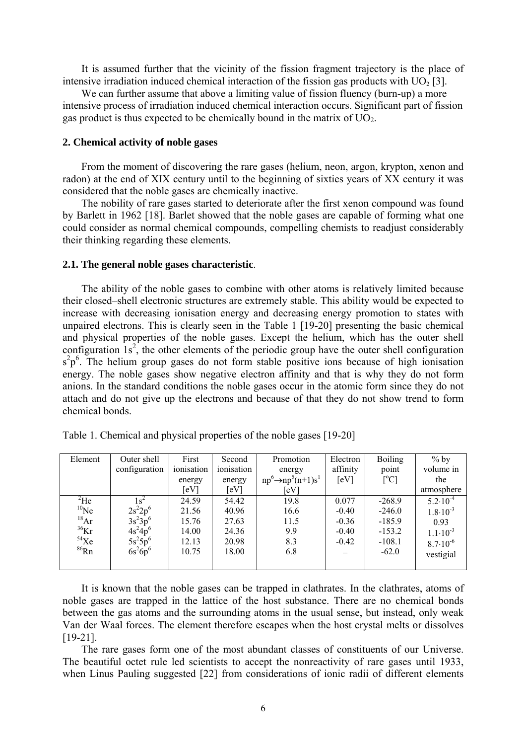It is assumed further that the vicinity of the fission fragment trajectory is the place of intensive irradiation induced chemical interaction of the fission gas products with $UO_2$ [3].

We can further assume that above a limiting value of fission fluency (burn-up) a more intensive process of irradiation induced chemical interaction occurs. Significant part of fission gas product is thus expected to be chemically bound in the matrix of $UO_2$.

## 2. Chemical activity of noble gases

From the moment of discovering the rare gases (helium, neon, argon, krypton, xenon and radon) at the end of XIX century until to the beginning of sixties years of XX century it was considered that the noble gases are chemically inactive.

The nobility of rare gases started to deteriorate after the first xenon compound was found by Barlett in 1962 [18]. Barlet showed that the noble gases are capable of forming what one could consider as normal chemical compounds, compelling chemists to readjust considerably their thinking regarding these elements.

### 2.1. The general noble gases characteristic.

The ability of the noble gases to combine with other atoms is relatively limited because their closed–shell electronic structures are extremely stable. This ability would be expected to increase with decreasing ionisation energy and decreasing energy promotion to states with unpaired electrons. This is clearly seen in the Table 1 [19-20] presenting the basic chemical and physical properties of the noble gases. Except the helium, which has the outer shell configuration $1s^2$, the other elements of the periodic group have the outer shell configuration $s^2p^6$. The helium group gases do not form stable positive ions because of high ionisation energy. The noble gases show negative electron affinity and that is why they do not form anions. In the standard conditions the noble gases occur in the atomic form since they do not attach and do not give up the electrons and because of that they do not show trend to form chemical bonds.

Table 1. Chemical and physical properties of the noble gases [19-20]

| Element | Outer shell configuration | First ionisation energy [eV] | Second ionisation energy [eV] | Promotion energy $np^6 \rightarrow np^5(n+1)s^1$ [eV] | Electron affinity [eV] | Boiling point [°C] | % by volume in the atmosphere |
|---|---|---|---|---|---|---|---|
| $^{2}He$ | $1s^2$ | 24.59 | 54.42 | 19.8 | 0.077 | -268.9 | $5.2 \cdot 10^{-4}$ |
| $^{10}Ne$ | $2s^22p^6$ | 21.56 | 40.96 | 16.6 | -0.40 | -246.0 | $1.8 \cdot 10^{-3}$ |
| $^{18}Ar$ | $3s^23p^6$ | 15.76 | 27.63 | 11.5 | -0.36 | -185.9 | 0.93 |
| $^{36}Kr$ | $4s^24p^6$ | 14.00 | 24.36 | 9.9 | -0.40 | -153.2 | $1.1 \cdot 10^{-3}$ |
| $^{54}Xe$ | $5s^25p^6$ | 12.13 | 20.98 | 8.3 | -0.42 | -108.1 | $8.7 \cdot 10^{-6}$ |
| $^{86}Rn$ | $6s^26p^6$ | 10.75 | 18.00 | 6.8 | – | -62.0 | vestigial |

It is known that the noble gases can be trapped in clathrates. In the clathrates, atoms of noble gases are trapped in the lattice of the host substance. There are no chemical bonds between the gas atoms and the surrounding atoms in the usual sense, but instead, only weak Van der Waal forces. The element therefore escapes when the host crystal melts or dissolves [19-21].

The rare gases form one of the most abundant classes of constituents of our Universe. The beautiful octet rule led scientists to accept the nonreactivity of rare gases until 1933, when Linus Pauling suggested [22] from considerations of ionic radii of different elements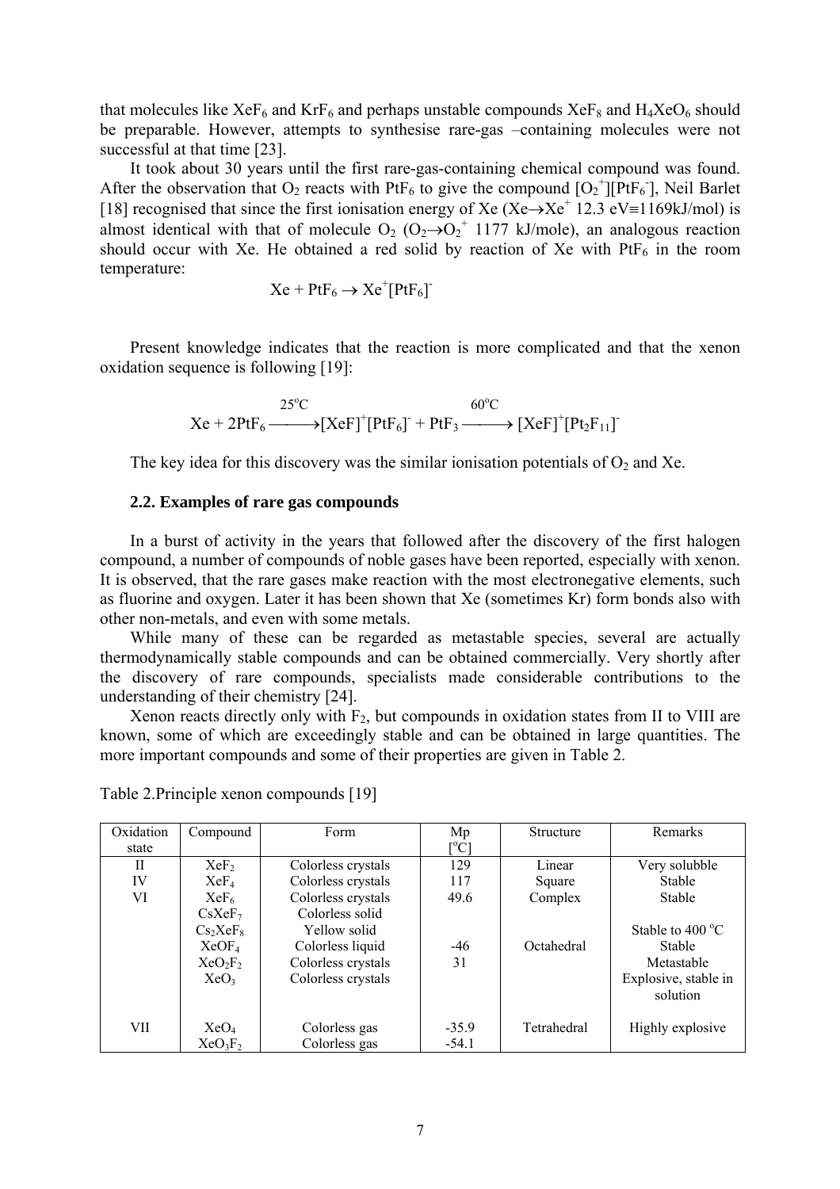that molecules like $XeF_6$ and $KrF_6$ and perhaps unstable compounds $XeF_8$ and $H_4XeO_6$ should be preparable. However, attempts to synthesise rare-gas –containing molecules were not successful at that time [23].

It took about 30 years until the first rare-gas-containing chemical compound was found. After the observation that $O_2$ reacts with $PtF_6$ to give the compound $[O_2^+][PtF_6^-]$, Neil Barlet [18] recognised that since the first ionisation energy of Xe ($Xe \rightarrow Xe^+$ 12.3 eV≡1169kJ/mol) is almost identical with that of molecule $O_2$ ($O_2 \rightarrow O_2^+$ 1177 kJ/mole), an analogous reaction should occur with Xe. He obtained a red solid by reaction of Xe with $PtF_6$ in the room temperature:

$$Xe + PtF_6 \rightarrow Xe^+[PtF_6]^-$$

Present knowledge indicates that the reaction is more complicated and that the xenon oxidation sequence is following [19]:

$$Xe + 2PtF_6 \xrightarrow{25^oC} [XeF]^+[PtF_6]^- + PtF_3 \xrightarrow{60^oC} [XeF]^+[Pt_2F_{11}]^-$$

The key idea for this discovery was the similar ionisation potentials of $O_2$ and Xe.

### 2.2. Examples of rare gas compounds

In a burst of activity in the years that followed after the discovery of the first halogen compound, a number of compounds of noble gases have been reported, especially with xenon. It is observed, that the rare gases make reaction with the most electronegative elements, such as fluorine and oxygen. Later it has been shown that Xe (sometimes Kr) form bonds also with other non-metals, and even with some metals.

While many of these can be regarded as metastable species, several are actually thermodynamically stable compounds and can be obtained commercially. Very shortly after the discovery of rare compounds, specialists made considerable contributions to the understanding of their chemistry [24].

Xenon reacts directly only with $F_2$, but compounds in oxidation states from II to VIII are known, some of which are exceedingly stable and can be obtained in large quantities. The more important compounds and some of their properties are given in Table 2.

Table 2.Principle xenon compounds [19]

| Oxidation state | Compound | Form | Mp [$^oC$] | Structure | Remarks |
|---|---|---|---|---|---|
| II | $XeF_2$ | Colorless crystals | 129 | Linear | Very solubble |
| IV | $XeF_4$ | Colorless crystals | 117 | Square | Stable |
| VI | $XeF_6$ | Colorless crystals | 49.6 | Complex | Stable |
| | $CsXeF_7$ | Colorless solid | | | |
| | $Cs_2XeF_8$ | Yellow solid | | | Stable to 400 $^oC$ |
| | $XeOF_4$ | Colorless liquid | -46 | Octahedral | Stable |
| | $XeO_2F_2$ | Colorless crystals | 31 | | Metastable |
| | $XeO_3$ | Colorless crystals | | | Explosive, stable in solution |
| VII | $XeO_4$ | Colorless gas | -35.9 | Tetrahedral | Highly explosive |
| | $XeO_3F_2$ | Colorless gas | -54.1 | | |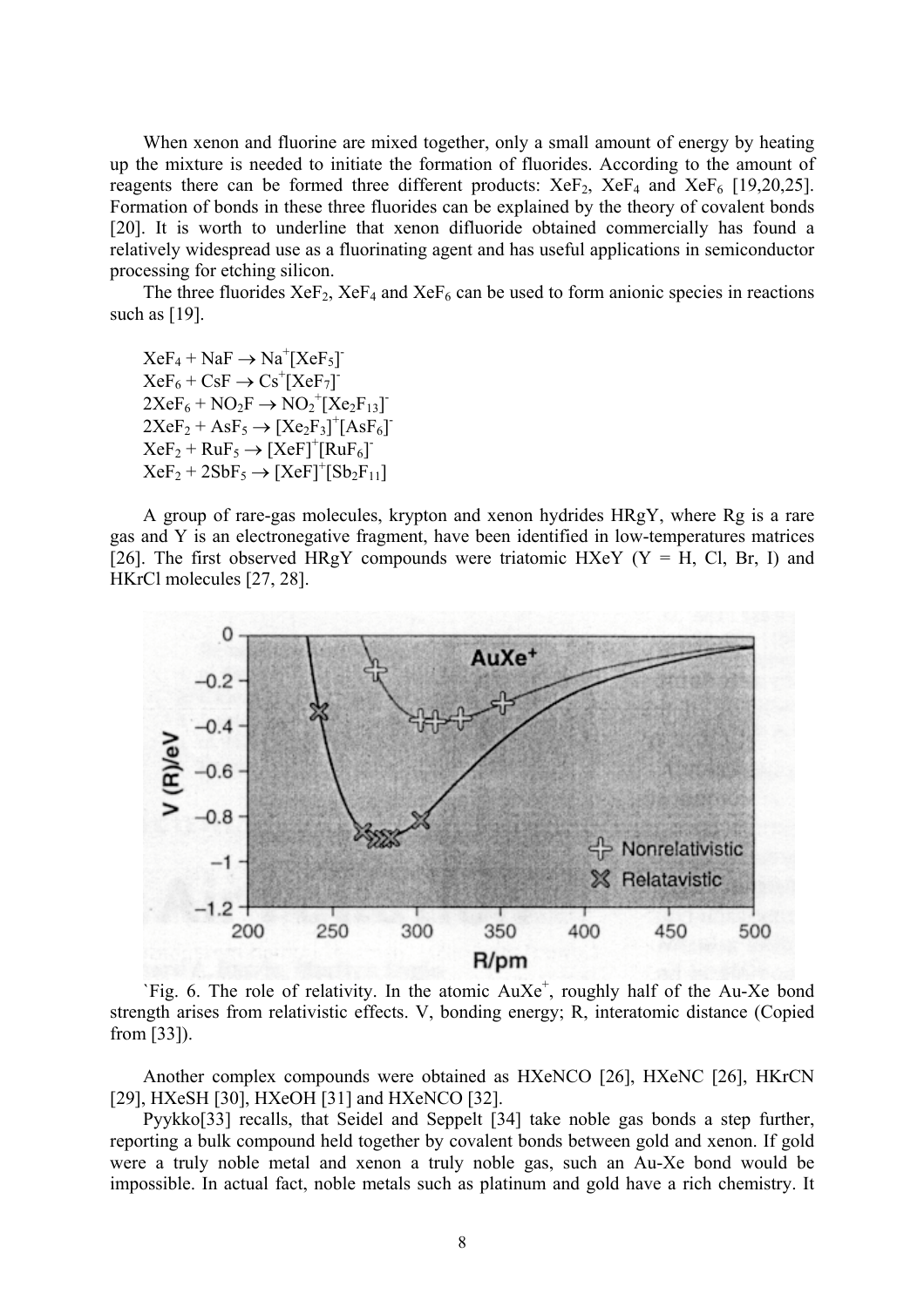When xenon and fluorine are mixed together, only a small amount of energy by heating up the mixture is needed to initiate the formation of fluorides. According to the amount of reagents there can be formed three different products: $XeF_2$, $XeF_4$ and $XeF_6$ [19,20,25]. Formation of bonds in these three fluorides can be explained by the theory of covalent bonds [20]. It is worth to underline that xenon difluoride obtained commercially has found a relatively widespread use as a fluorinating agent and has useful applications in semiconductor processing for etching silicon.

The three fluorides $XeF_2$, $XeF_4$ and $XeF_6$ can be used to form anionic species in reactions such as [19].

$XeF_4 + NaF \rightarrow Na^+[XeF_5]^-$
$XeF_6 + CsF \rightarrow Cs^+[XeF_7]^-$
$2XeF_6 + NO_2F \rightarrow NO_2^+[Xe_2F_{13}]^-$
$2XeF_2 + AsF_5 \rightarrow [Xe_2F_3]^+[AsF_6]^-$
$XeF_2 + RuF_5 \rightarrow [XeF]^+[RuF_6]^-$
$XeF_2 + 2SbF_5 \rightarrow [XeF]^+[Sb_2F_{11}]$

A group of rare-gas molecules, krypton and xenon hydrides HRgY, where Rg is a rare gas and Y is an electronegative fragment, have been identified in low-temperatures matrices [26]. The first observed HRgY compounds were triatomic HXeY (Y = H, Cl, Br, I) and HKrCl molecules [27, 28].

`Fig. 6. The role of relativity. In the atomic $AuXe^+$, roughly half of the Au-Xe bond strength arises from relativistic effects. V, bonding energy; R, interatomic distance (Copied from [33]).

Another complex compounds were obtained as HXeNCO [26], HXeNC [26], HKrCN [29], HXeSH [30], HXeOH [31] and HXeNCO [32].

Pyykko[33] recalls, that Seidel and Seppelt [34] take noble gas bonds a step further, reporting a bulk compound held together by covalent bonds between gold and xenon. If gold were a truly noble metal and xenon a truly noble gas, such an Au-Xe bond would be impossible. In actual fact, noble metals such as platinum and gold have a rich chemistry. It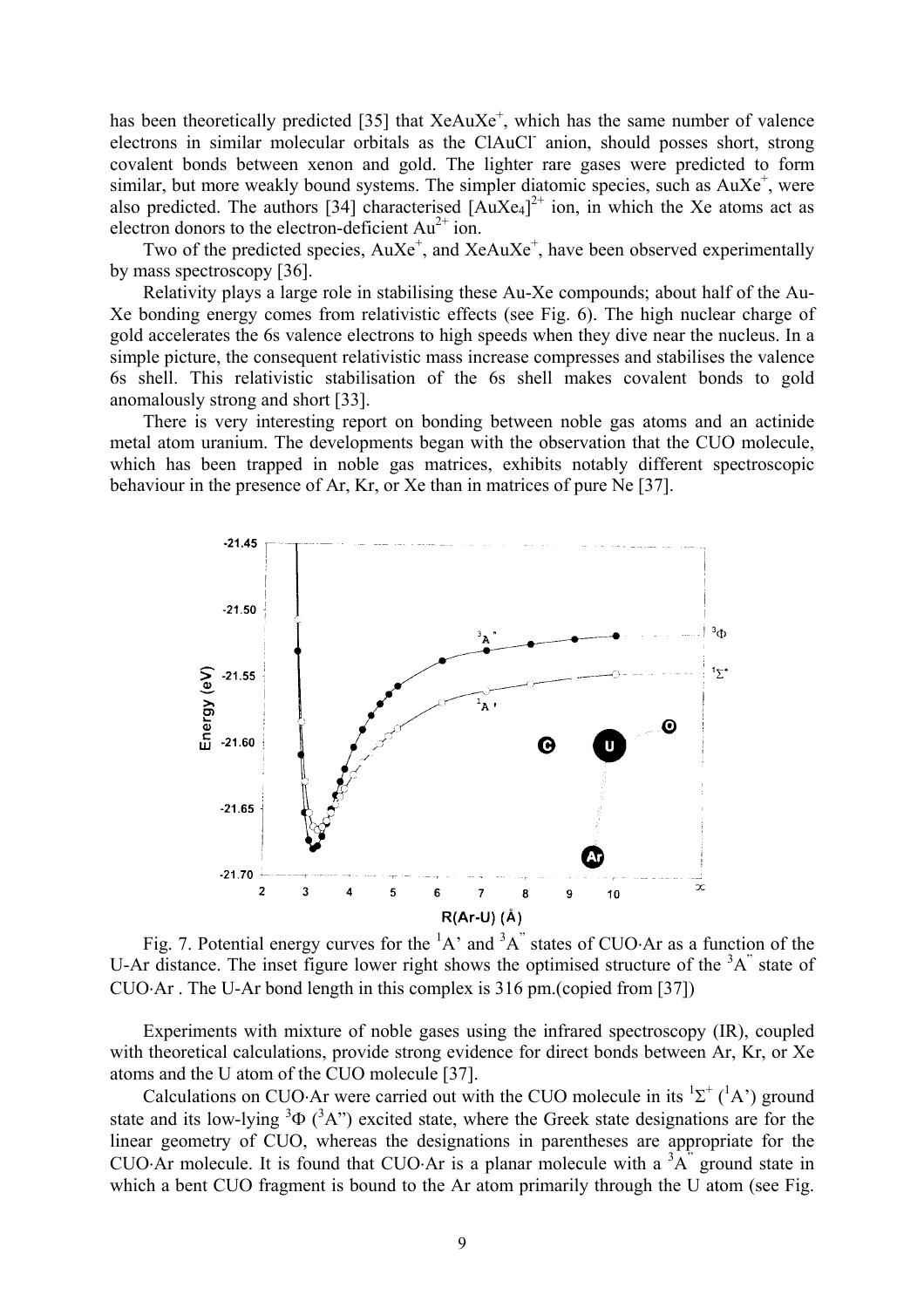has been theoretically predicted [35] that $XeAuXe^+$, which has the same number of valence electrons in similar molecular orbitals as the $ClAuCl^-$ anion, should posses short, strong covalent bonds between xenon and gold. The lighter rare gases were predicted to form similar, but more weakly bound systems. The simpler diatomic species, such as $AuXe^+$, were also predicted. The authors [34] characterised $[AuXe_4]^{2+}$ ion, in which the Xe atoms act as electron donors to the electron-deficient $Au^{2+}$ ion.

Two of the predicted species, $AuXe^+$, and $XeAuXe^+$, have been observed experimentally by mass spectroscopy [36].

Relativity plays a large role in stabilising these Au-Xe compounds; about half of the Au-Xe bonding energy comes from relativistic effects (see Fig. 6). The high nuclear charge of gold accelerates the 6s valence electrons to high speeds when they dive near the nucleus. In a simple picture, the consequent relativistic mass increase compresses and stabilises the valence 6s shell. This relativistic stabilisation of the 6s shell makes covalent bonds to gold anomalously strong and short [33].

There is very interesting report on bonding between noble gas atoms and an actinide metal atom uranium. The developments began with the observation that the CUO molecule, which has been trapped in noble gas matrices, exhibits notably different spectroscopic behaviour in the presence of Ar, Kr, or Xe than in matrices of pure Ne [37].

Fig. 7. Potential energy curves for the $^1A'$ and $^3A''$ states of CUO·Ar as a function of the U-Ar distance. The inset figure lower right shows the optimised structure of the $^3A''$ state of CUO·Ar . The U-Ar bond length in this complex is 316 pm.(copied from [37])

Experiments with mixture of noble gases using the infrared spectroscopy (IR), coupled with theoretical calculations, provide strong evidence for direct bonds between Ar, Kr, or Xe atoms and the U atom of the CUO molecule [37].

Calculations on CUO·Ar were carried out with the CUO molecule in its $^1\Sigma^+$ ($^1A'$) ground state and its low-lying $^3\Phi$ ($^3A''$) excited state, where the Greek state designations are for the linear geometry of CUO, whereas the designations in parentheses are appropriate for the CUO·Ar molecule. It is found that CUO·Ar is a planar molecule with a $^3A''$ ground state in which a bent CUO fragment is bound to the Ar atom primarily through the U atom (see Fig.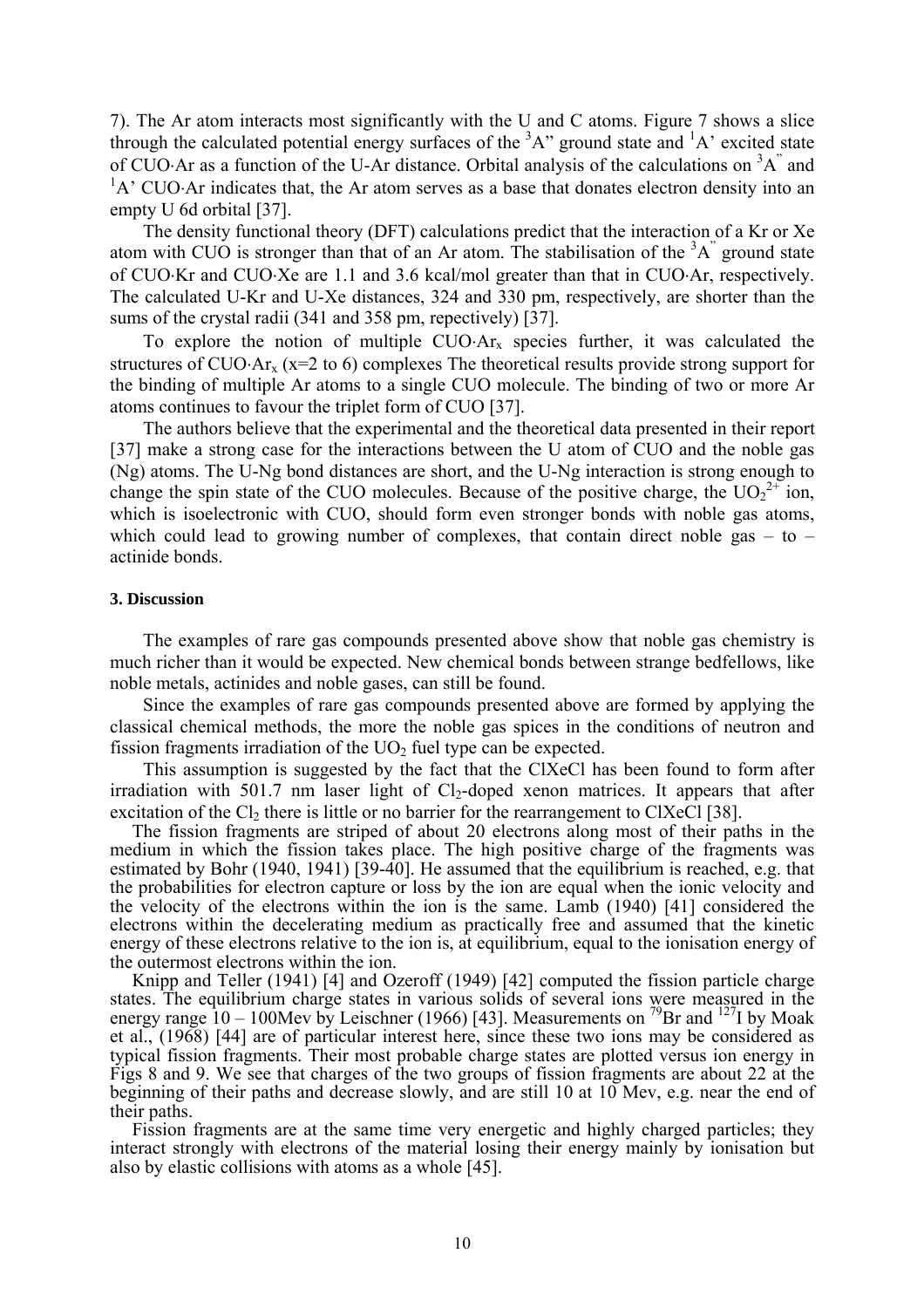7). The Ar atom interacts most significantly with the U and C atoms. Figure 7 shows a slice through the calculated potential energy surfaces of the $^3A"$ ground state and $^1A'$ excited state of CUO·Ar as a function of the U-Ar distance. Orbital analysis of the calculations on $^3A"$ and $^1A'$ CUO·Ar indicates that, the Ar atom serves as a base that donates electron density into an empty U 6d orbital [37].

The density functional theory (DFT) calculations predict that the interaction of a Kr or Xe atom with CUO is stronger than that of an Ar atom. The stabilisation of the $^3A"$ ground state of CUO·Kr and CUO·Xe are 1.1 and 3.6 kcal/mol greater than that in CUO·Ar, respectively. The calculated U-Kr and U-Xe distances, 324 and 330 pm, respectively, are shorter than the sums of the crystal radii (341 and 358 pm, repectively) [37].

To explore the notion of multiple CUO·$Ar_x$ species further, it was calculated the structures of CUO·$Ar_x$ (x=2 to 6) complexes The theoretical results provide strong support for the binding of multiple Ar atoms to a single CUO molecule. The binding of two or more Ar atoms continues to favour the triplet form of CUO [37].

The authors believe that the experimental and the theoretical data presented in their report [37] make a strong case for the interactions between the U atom of CUO and the noble gas (Ng) atoms. The U-Ng bond distances are short, and the U-Ng interaction is strong enough to change the spin state of the CUO molecules. Because of the positive charge, the $UO_2^{2+}$ ion, which is isoelectronic with CUO, should form even stronger bonds with noble gas atoms, which could lead to growing number of complexes, that contain direct noble gas – to – actinide bonds.

### 3. Discussion

The examples of rare gas compounds presented above show that noble gas chemistry is much richer than it would be expected. New chemical bonds between strange bedfellows, like noble metals, actinides and noble gases, can still be found.

Since the examples of rare gas compounds presented above are formed by applying the classical chemical methods, the more the noble gas spices in the conditions of neutron and fission fragments irradiation of the $UO_2$ fuel type can be expected.

This assumption is suggested by the fact that the ClXeCl has been found to form after irradiation with 501.7 nm laser light of $Cl_2$-doped xenon matrices. It appears that after excitation of the $Cl_2$ there is little or no barrier for the rearrangement to ClXeCl [38].

The fission fragments are striped of about 20 electrons along most of their paths in the medium in which the fission takes place. The high positive charge of the fragments was estimated by Bohr (1940, 1941) [39-40]. He assumed that the equilibrium is reached, e.g. that the probabilities for electron capture or loss by the ion are equal when the ionic velocity and the velocity of the electrons within the ion is the same. Lamb (1940) [41] considered the electrons within the decelerating medium as practically free and assumed that the kinetic energy of these electrons relative to the ion is, at equilibrium, equal to the ionisation energy of the outermost electrons within the ion.

Knipp and Teller (1941) [4] and Ozeroff (1949) [42] computed the fission particle charge states. The equilibrium charge states in various solids of several ions were measured in the energy range 10 – 100Mev by Leischner (1966) [43]. Measurements on $^{79}Br$ and $^{127}I$ by Moak et al., (1968) [44] are of particular interest here, since these two ions may be considered as typical fission fragments. Their most probable charge states are plotted versus ion energy in Figs 8 and 9. We see that charges of the two groups of fission fragments are about 22 at the beginning of their paths and decrease slowly, and are still 10 at 10 Mev, e.g. near the end of their paths.

Fission fragments are at the same time very energetic and highly charged particles; they interact strongly with electrons of the material losing their energy mainly by ionisation but also by elastic collisions with atoms as a whole [45].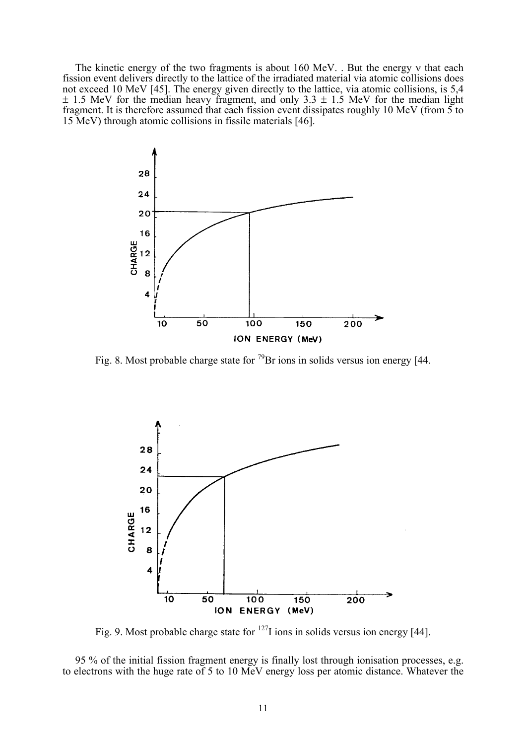The kinetic energy of the two fragments is about 160 MeV. . But the energy ν that each fission event delivers directly to the lattice of the irradiated material via atomic collisions does not exceed 10 MeV [45]. The energy given directly to the lattice, via atomic collisions, is 5,4 ± 1.5 MeV for the median heavy fragment, and only 3.3 ± 1.5 MeV for the median light fragment. It is therefore assumed that each fission event dissipates roughly 10 MeV (from 5 to 15 MeV) through atomic collisions in fissile materials [46].

Fig. 8. Most probable charge state for $^{79}Br$ ions in solids versus ion energy [44.

Fig. 9. Most probable charge state for $^{127}I$ ions in solids versus ion energy [44].

95 % of the initial fission fragment energy is finally lost through ionisation processes, e.g. to electrons with the huge rate of 5 to 10 MeV energy loss per atomic distance. Whatever the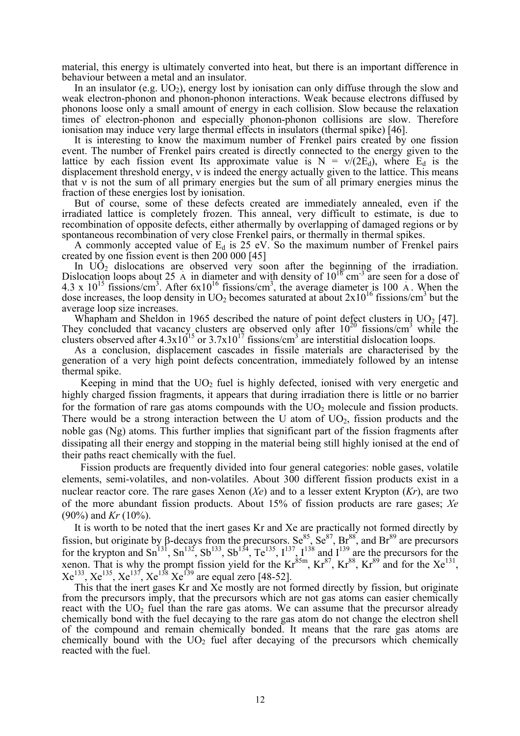material, this energy is ultimately converted into heat, but there is an important difference in behaviour between a metal and an insulator.

In an insulator (e.g. $UO_2$), energy lost by ionisation can only diffuse through the slow and weak electron-phonon and phonon-phonon interactions. Weak because electrons diffused by phonons loose only a small amount of energy in each collision. Slow because the relaxation times of electron-phonon and especially phonon-phonon collisions are slow. Therefore ionisation may induce very large thermal effects in insulators (thermal spike) [46].

It is interesting to know the maximum number of Frenkel pairs created by one fission event. The number of Frenkel pairs created is directly connected to the energy given to the lattice by each fission event Its approximate value is $N = \nu/(2E_d)$, where $E_d$ is the displacement threshold energy, $\nu$ is indeed the energy actually given to the lattice. This means that $\nu$ is not the sum of all primary energies but the sum of all primary energies minus the fraction of these energies lost by ionisation.

But of course, some of these defects created are immediately annealed, even if the irradiated lattice is completely frozen. This anneal, very difficult to estimate, is due to recombination of opposite defects, either athermally by overlapping of damaged regions or by spontaneous recombination of very close Frenkel pairs, or thermally in thermal spikes.

A commonly accepted value of $E_d$ is 25 eV. So the maximum number of Frenkel pairs created by one fission event is then 200 000 [45]

In $UO_2$ dislocations are observed very soon after the beginning of the irradiation. Dislocation loops about 25 Å in diameter and with density of $10^{16}$ cm$^{-3}$ are seen for a dose of $4.3 \times 10^{15}$ fissions/cm$^3$. After $6 \times 10^{16}$ fissions/cm$^3$, the average diameter is 100 Å. When the dose increases, the loop density in $UO_2$ becomes saturated at about $2 \times 10^{16}$ fissions/cm$^3$ but the average loop size increases.

Whapham and Sheldon in 1965 described the nature of point defect clusters in $UO_2$ [47]. They concluded that vacancy clusters are observed only after $10^{20}$ fissions/cm$^3$ while the clusters observed after $4.3 \times 10^{15}$ or $3.7 \times 10^{17}$ fissions/cm$^3$ are interstitial dislocation loops.

As a conclusion, displacement cascades in fissile materials are characterised by the generation of a very high point defects concentration, immediately followed by an intense thermal spike.

Keeping in mind that the $UO_2$ fuel is highly defected, ionised with very energetic and highly charged fission fragments, it appears that during irradiation there is little or no barrier for the formation of rare gas atoms compounds with the $UO_2$ molecule and fission products. There would be a strong interaction between the U atom of $UO_2$, fission products and the noble gas (Ng) atoms. This further implies that significant part of the fission fragments after dissipating all their energy and stopping in the material being still highly ionised at the end of their paths react chemically with the fuel.

Fission products are frequently divided into four general categories: noble gases, volatile elements, semi-volatiles, and non-volatiles. About 300 different fission products exist in a nuclear reactor core. The rare gases Xenon (*Xe*) and to a lesser extent Krypton (*Kr*), are two of the more abundant fission products. About 15% of fission products are rare gases; *Xe* (90%) and *Kr* (10%).

It is worth to be noted that the inert gases Kr and Xe are practically not formed directly by fission, but originate by β-decays from the precursors. $Se^{85}$, $Se^{87}$, $Br^{88}$, and $Br^{89}$ are precursors for the krypton and $Sn^{131}$, $Sn^{132}$, $Sb^{133}$, $Sb^{134}$, $Te^{135}$, $I^{137}$, $I^{138}$ and $I^{139}$ are the precursors for the xenon. That is why the prompt fission yield for the $Kr^{85m}$, $Kr^{87}$, $Kr^{88}$, $Kr^{89}$ and for the $Xe^{131}$, $Xe^{133}$, $Xe^{135}$, $Xe^{137}$, $Xe^{138}$ $Xe^{139}$ are equal zero [48-52].

This that the inert gases Kr and Xe mostly are not formed directly by fission, but originate from the precursors imply, that the precursors which are not gas atoms can easier chemically react with the $UO_2$ fuel than the rare gas atoms. We can assume that the precursor already chemically bond with the fuel decaying to the rare gas atom do not change the electron shell of the compound and remain chemically bonded. It means that the rare gas atoms are chemically bound with the $UO_2$ fuel after decaying of the precursors which chemically reacted with the fuel.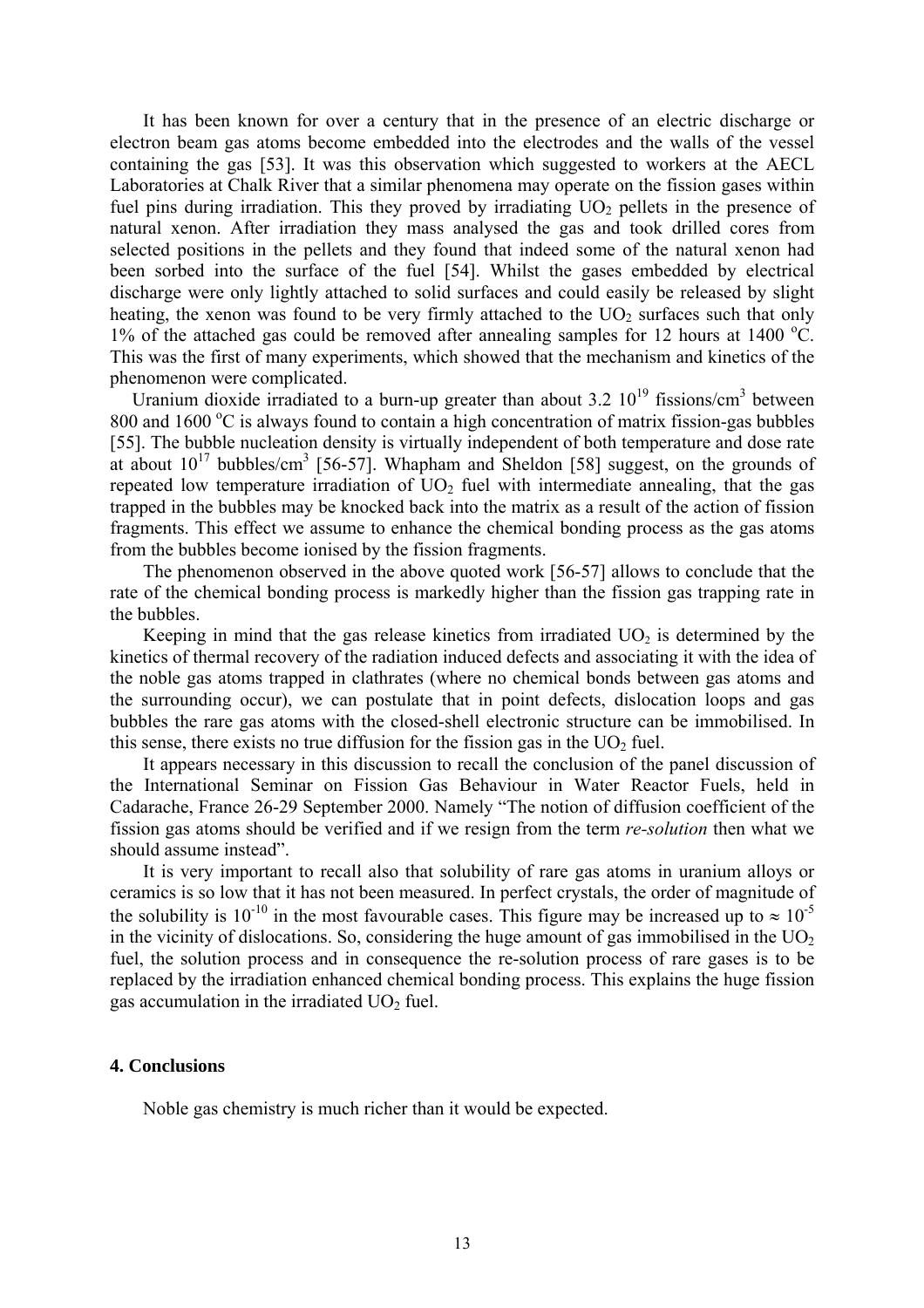It has been known for over a century that in the presence of an electric discharge or electron beam gas atoms become embedded into the electrodes and the walls of the vessel containing the gas [53]. It was this observation which suggested to workers at the AECL Laboratories at Chalk River that a similar phenomena may operate on the fission gases within fuel pins during irradiation. This they proved by irradiating $UO_2$ pellets in the presence of natural xenon. After irradiation they mass analysed the gas and took drilled cores from selected positions in the pellets and they found that indeed some of the natural xenon had been sorbed into the surface of the fuel [54]. Whilst the gases embedded by electrical discharge were only lightly attached to solid surfaces and could easily be released by slight heating, the xenon was found to be very firmly attached to the $UO_2$ surfaces such that only 1% of the attached gas could be removed after annealing samples for 12 hours at 1400 $^{o}$C. This was the first of many experiments, which showed that the mechanism and kinetics of the phenomenon were complicated.

Uranium dioxide irradiated to a burn-up greater than about 3.2 $10^{19}$ fissions/cm$^3$ between 800 and 1600 $^{o}$C is always found to contain a high concentration of matrix fission-gas bubbles [55]. The bubble nucleation density is virtually independent of both temperature and dose rate at about $10^{17}$ bubbles/cm$^3$ [56-57]. Whapham and Sheldon [58] suggest, on the grounds of repeated low temperature irradiation of $UO_2$ fuel with intermediate annealing, that the gas trapped in the bubbles may be knocked back into the matrix as a result of the action of fission fragments. This effect we assume to enhance the chemical bonding process as the gas atoms from the bubbles become ionised by the fission fragments.

The phenomenon observed in the above quoted work [56-57] allows to conclude that the rate of the chemical bonding process is markedly higher than the fission gas trapping rate in the bubbles.

Keeping in mind that the gas release kinetics from irradiated $UO_2$ is determined by the kinetics of thermal recovery of the radiation induced defects and associating it with the idea of the noble gas atoms trapped in clathrates (where no chemical bonds between gas atoms and the surrounding occur), we can postulate that in point defects, dislocation loops and gas bubbles the rare gas atoms with the closed-shell electronic structure can be immobilised. In this sense, there exists no true diffusion for the fission gas in the $UO_2$ fuel.

It appears necessary in this discussion to recall the conclusion of the panel discussion of the International Seminar on Fission Gas Behaviour in Water Reactor Fuels, held in Cadarache, France 26-29 September 2000. Namely "The notion of diffusion coefficient of the fission gas atoms should be verified and if we resign from the term *re-solution* then what we should assume instead".

It is very important to recall also that solubility of rare gas atoms in uranium alloys or ceramics is so low that it has not been measured. In perfect crystals, the order of magnitude of the solubility is $10^{-10}$ in the most favourable cases. This figure may be increased up to $\approx 10^{-5}$ in the vicinity of dislocations. So, considering the huge amount of gas immobilised in the $UO_2$ fuel, the solution process and in consequence the re-solution process of rare gases is to be replaced by the irradiation enhanced chemical bonding process. This explains the huge fission gas accumulation in the irradiated $UO_2$ fuel.

## 4. Conclusions

Noble gas chemistry is much richer than it would be expected.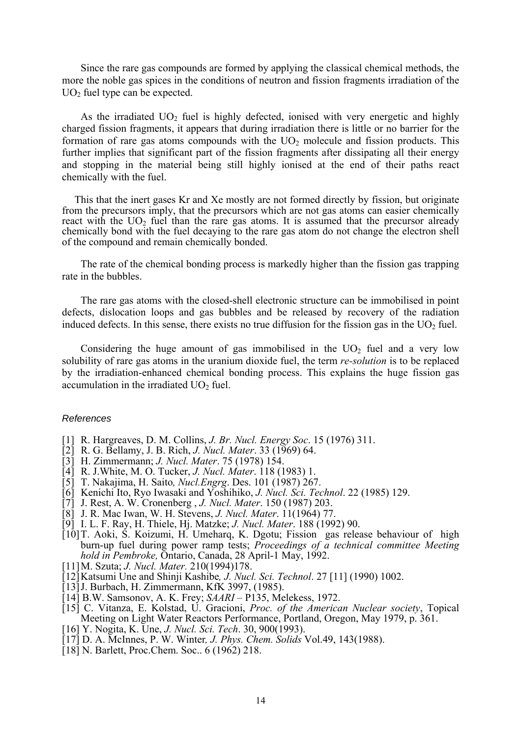Since the rare gas compounds are formed by applying the classical chemical methods, the more the noble gas spices in the conditions of neutron and fission fragments irradiation of the $UO_2$ fuel type can be expected.

As the irradiated $UO_2$ fuel is highly defected, ionised with very energetic and highly charged fission fragments, it appears that during irradiation there is little or no barrier for the formation of rare gas atoms compounds with the $UO_2$ molecule and fission products. This further implies that significant part of the fission fragments after dissipating all their energy and stopping in the material being still highly ionised at the end of their paths react chemically with the fuel.

This that the inert gases Kr and Xe mostly are not formed directly by fission, but originate from the precursors imply, that the precursors which are not gas atoms can easier chemically react with the $UO_2$ fuel than the rare gas atoms. It is assumed that the precursor already chemically bond with the fuel decaying to the rare gas atom do not change the electron shell of the compound and remain chemically bonded.

The rate of the chemical bonding process is markedly higher than the fission gas trapping rate in the bubbles.

The rare gas atoms with the closed-shell electronic structure can be immobilised in point defects, dislocation loops and gas bubbles and be released by recovery of the radiation induced defects. In this sense, there exists no true diffusion for the fission gas in the $UO_2$ fuel.

Considering the huge amount of gas immobilised in the $UO_2$ fuel and a very low solubility of rare gas atoms in the uranium dioxide fuel, the term *re-solution* is to be replaced by the irradiation-enhanced chemical bonding process. This explains the huge fission gas accumulation in the irradiated $UO_2$ fuel.

### *References*

[1] R. Hargreaves, D. M. Collins, *J. Br. Nucl. Energy Soc*. 15 (1976) 311.
[2] R. G. Bellamy, J. B. Rich, *J. Nucl. Mater*. 33 (1969) 64.
[3] H. Zimmermann; *J. Nucl. Mater*. 75 (1978) 154.
[4] R. J.White, M. O. Tucker, *J. Nucl. Mater*. 118 (1983) 1.
[5] T. Nakajima, H. Saito*, Nucl.Engrg*. Des. 101 (1987) 267.
[6] Kenichi Ito, Ryo Iwasaki and Yoshihiko, *J. Nucl. Sci. Technol*. 22 (1985) 129.
[7] J. Rest, A. W. Cronenberg , *J. Nucl. Mater*. 150 (1987) 203.
[8] J. R. Mac Iwan, W. H. Stevens, *J. Nucl. Mater*. 11(1964) 77.
[9] I. L. F. Ray, H. Thiele, Hj. Matzke; *J. Nucl. Mater*. 188 (1992) 90.
[10] T. Aoki, S. Koizumi, H. Umeharq, K. Dgotu; Fission gas release behaviour of high burn-up fuel during power ramp tests; *Proceedings of a technical committee Meeting hold in Pembroke,* Ontario, Canada, 28 April-1 May, 1992.
[11] M. Szuta; *J. Nucl. Mater.* 210(1994)178.
[12] Katsumi Une and Shinji Kashibe*, J. Nucl. Sci. Technol*. 27 [11] (1990) 1002.
[13] J. Burbach, H. Zimmermann, KfK 3997, (1985).
[14] B.W. Samsonov, A. K. Frey; *SAARI* – P135, Melekess, 1972.
[15] C. Vitanza, E. Kolstad, U. Gracioni, *Proc. of the American Nuclear society*, Topical Meeting on Light Water Reactors Performance, Portland, Oregon, May 1979, p. 361.
[16] Y. Nogita, K. Une, *J. Nucl. Sci. Tech*. 30, 900(1993).
[17] D. A. McInnes, P. W. Winter*, J. Phys. Chem. Solids* Vol.49, 143(1988).
[18] N. Barlett, Proc.Chem. Soc.. 6 (1962) 218.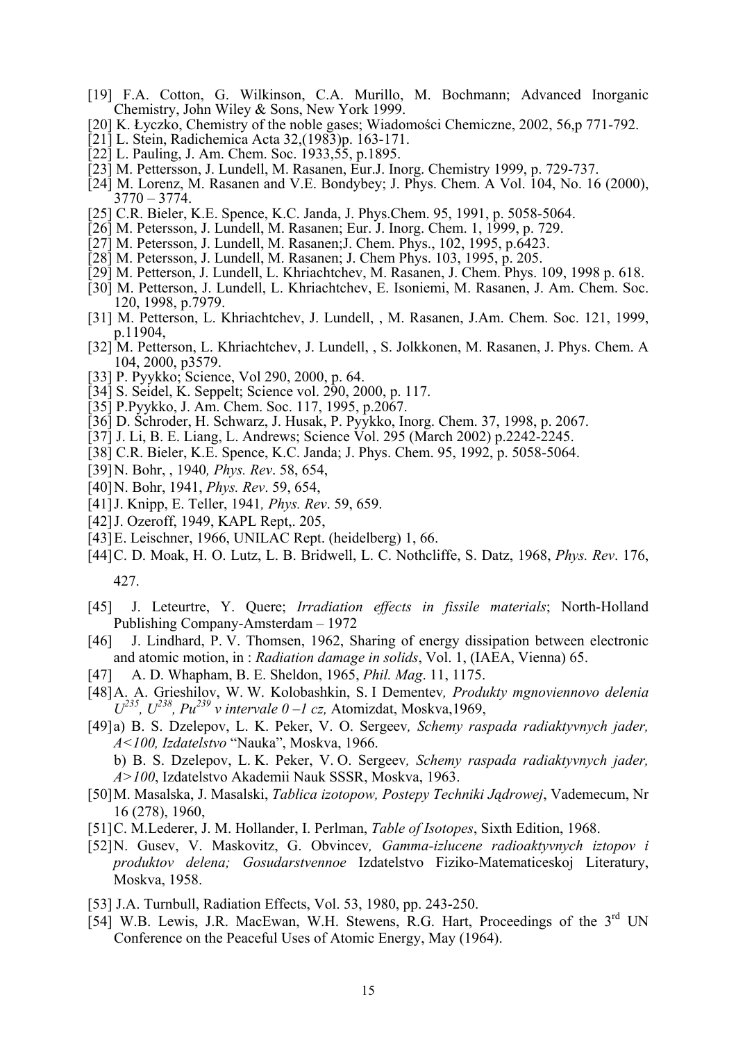[19] F.A. Cotton, G. Wilkinson, C.A. Murillo, M. Bochmann; Advanced Inorganic Chemistry, John Wiley & Sons, New York 1999.

[20] K. Łyczko, Chemistry of the noble gases; Wiadomości Chemiczne, 2002, 56,p 771-792.

[21] L. Stein, Radichemica Acta 32,(1983)p. 163-171.

[22] L. Pauling, J. Am. Chem. Soc. 1933,55, p.1895.

[23] M. Pettersson, J. Lundell, M. Rasanen, Eur.J. Inorg. Chemistry 1999, p. 729-737.

[24] M. Lorenz, M. Rasanen and V.E. Bondybey; J. Phys. Chem. A Vol. 104, No. 16 (2000), 3770 – 3774.

[25] C.R. Bieler, K.E. Spence, K.C. Janda, J. Phys.Chem. 95, 1991, p. 5058-5064.

[26] M. Petersson, J. Lundell, M. Rasanen; Eur. J. Inorg. Chem. 1, 1999, p. 729.

[27] M. Petersson, J. Lundell, M. Rasanen;J. Chem. Phys., 102, 1995, p.6423.

[28] M. Petersson, J. Lundell, M. Rasanen; J. Chem Phys. 103, 1995, p. 205.

[29] M. Petterson, J. Lundell, L. Khriachtchev, M. Rasanen, J. Chem. Phys. 109, 1998 p. 618.

[30] M. Petterson, J. Lundell, L. Khriachtchev, E. Isoniemi, M. Rasanen, J. Am. Chem. Soc. 120, 1998, p.7979.

[31] M. Petterson, L. Khriachtchev, J. Lundell, , M. Rasanen, J.Am. Chem. Soc. 121, 1999, p.11904,

[32] M. Petterson, L. Khriachtchev, J. Lundell, , S. Jolkkonen, M. Rasanen, J. Phys. Chem. A 104, 2000, p3579.

[33] P. Pyykko; Science, Vol 290, 2000, p. 64.

[34] S. Seidel, K. Seppelt; Science vol. 290, 2000, p. 117.

[35] P.Pyykko, J. Am. Chem. Soc. 117, 1995, p.2067.

[36] D. Schroder, H. Schwarz, J. Husak, P. Pyykko, Inorg. Chem. 37, 1998, p. 2067.

[37] J. Li, B. E. Liang, L. Andrews; Science Vol. 295 (March 2002) p.2242-2245.

[38] C.R. Bieler, K.E. Spence, K.C. Janda; J. Phys. Chem. 95, 1992, p. 5058-5064.

[39] N. Bohr, , 1940*, Phys. Rev*. 58, 654,

[40] N. Bohr, 1941, *Phys. Rev*. 59, 654,

[41] J. Knipp, E. Teller, 1941*, Phys. Rev*. 59, 659.

[42] J. Ozeroff, 1949, KAPL Rept,. 205,

[43] E. Leischner, 1966, UNILAC Rept. (heidelberg) 1, 66.

[44] C. D. Moak, H. O. Lutz, L. B. Bridwell, L. C. Nothcliffe, S. Datz, 1968, *Phys. Rev*. 176, 427.

[45] J. Leteurtre, Y. Quere; *Irradiation effects in fissile materials*; North-Holland Publishing Company-Amsterdam – 1972

[46] J. Lindhard, P. V. Thomsen, 1962, Sharing of energy dissipation between electronic and atomic motion, in : *Radiation damage in solids*, Vol. 1, (IAEA, Vienna) 65.

[47] A. D. Whapham, B. E. Sheldon, 1965, *Phil. Mag*. 11, 1175.

[48] A. A. Grieshilov, W. W. Kolobashkin, S. I Dementev*, Produkty mgnoviennovo delenia $U^{235}$, $U^{238}$, $Pu^{239}$ v intervale 0 –1 cz,* Atomizdat, Moskva,1969,

[49] a) B. S. Dzelepov, L. K. Peker, V. O. Sergeev*, Schemy raspada radiaktyvnych jader, A<100, Izdatelstvo* "Nauka", Moskva, 1966.

b) B. S. Dzelepov, L. K. Peker, V. O. Sergeev*, Schemy raspada radiaktyvnych jader, A>100*, Izdatelstvo Akademii Nauk SSSR, Moskva, 1963.

[50] M. Masalska, J. Masalski, *Tablica izotopow, Postepy Techniki Jądrowej*, Vademecum, Nr 16 (278), 1960,

[51] C. M.Lederer, J. M. Hollander, I. Perlman, *Table of Isotopes*, Sixth Edition, 1968.

[52] N. Gusev, V. Maskovitz, G. Obvincev*, Gamma-izlucene radioaktyvnych iztopov i produktov delena; Gosudarstvennoe* Izdatelstvo Fiziko-Matematiceskoj Literatury, Moskva, 1958.

[53] J.A. Turnbull, Radiation Effects, Vol. 53, 1980, pp. 243-250.

[54] W.B. Lewis, J.R. MacEwan, W.H. Stewens, R.G. Hart, Proceedings of the 3rd UN Conference on the Peaceful Uses of Atomic Energy, May (1964).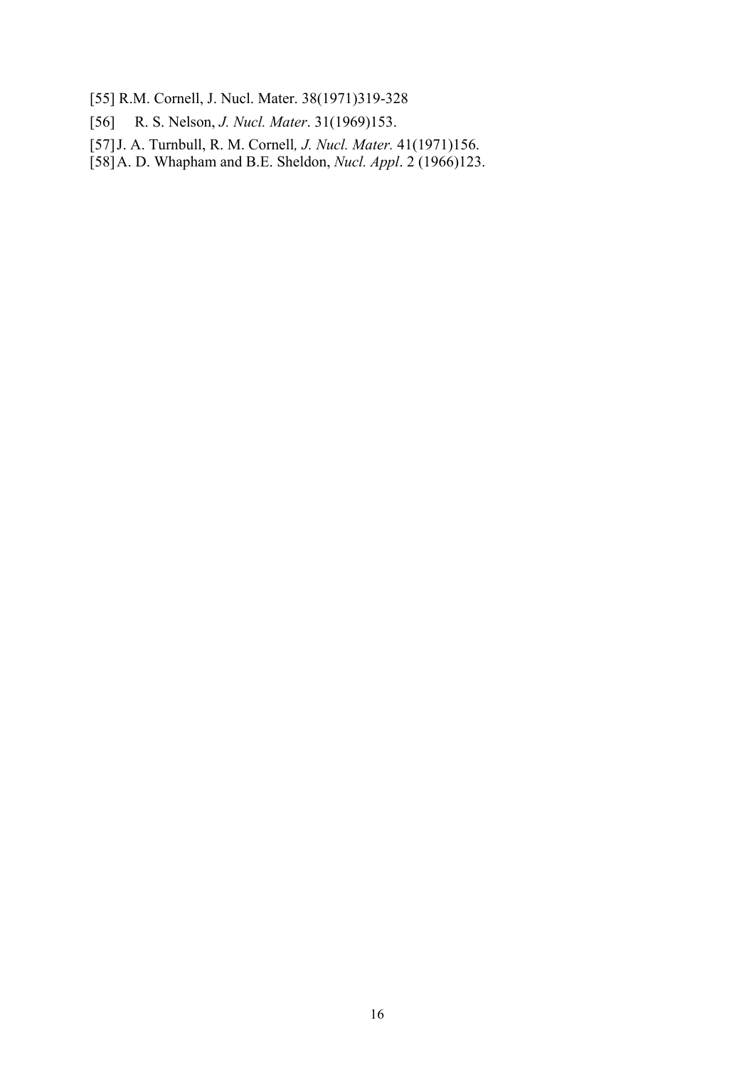[55] R.M. Cornell, J. Nucl. Mater. 38(1971)319-328

[56] R. S. Nelson, *J. Nucl. Mater*. 31(1969)153.

[57] J. A. Turnbull, R. M. Cornell*, J. Nucl. Mater.* 41(1971)156.

[58] A. D. Whapham and B.E. Sheldon, *Nucl. Appl*. 2 (1966)123.